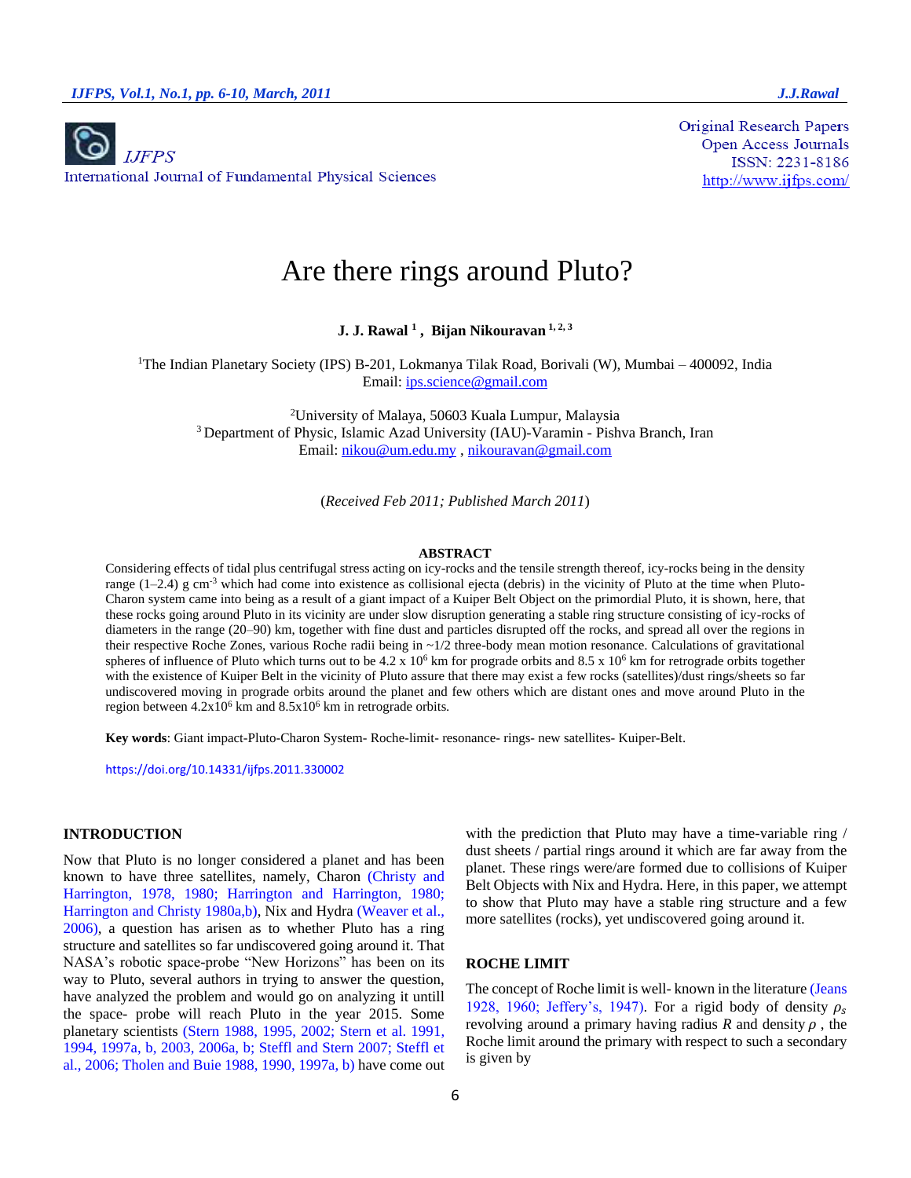Original Research Papers
Open Access Journals
ISSN: 2231-8186
http://www.ijfps.com/

# Are there rings around Pluto?

**J. J. Rawal [1], Bijan Nikouravan [1, 2, 3]**

[1]The Indian Planetary Society (IPS) B-201, Lokmanya Tilak Road, Borivali (W), Mumbai – 400092, India
Email: ips.science@gmail.com

[2]University of Malaya, 50603 Kuala Lumpur, Malaysia
[3] Department of Physic, Islamic Azad University (IAU)-Varamin - Pishva Branch, Iran
Email: nikou@um.edu.my , nikouravan@gmail.com

(*Received Feb 2011; Published March 2011*)

### ABSTRACT

Considering effects of tidal plus centrifugal stress acting on icy-rocks and the tensile strength thereof, icy-rocks being in the density range (1–2.4) g $cm^{-3}$ which had come into existence as collisional ejecta (debris) in the vicinity of Pluto at the time when Pluto-Charon system came into being as a result of a giant impact of a Kuiper Belt Object on the primordial Pluto, it is shown, here, that these rocks going around Pluto in its vicinity are under slow disruption generating a stable ring structure consisting of icy-rocks of diameters in the range (20–90) km, together with fine dust and particles disrupted off the rocks, and spread all over the regions in their respective Roche Zones, various Roche radii being in ~1/2 three-body mean motion resonance. Calculations of gravitational spheres of influence of Pluto which turns out to be 4.2 x $10^6$ km for prograde orbits and 8.5 x $10^6$ km for retrograde orbits together with the existence of Kuiper Belt in the vicinity of Pluto assure that there may exist a few rocks (satellites)/dust rings/sheets so far undiscovered moving in prograde orbits around the planet and few others which are distant ones and move around Pluto in the region between 4.2x$10^6$ km and 8.5x$10^6$ km in retrograde orbits.

**Key words**: Giant impact-Pluto-Charon System- Roche-limit- resonance- rings- new satellites- Kuiper-Belt.

https://doi.org/10.14331/ijfps.2011.330002

## INTRODUCTION

Now that Pluto is no longer considered a planet and has been known to have three satellites, namely, Charon (Christy and Harrington, 1978, 1980; Harrington and Harrington, 1980; Harrington and Christy 1980a,b), Nix and Hydra (Weaver et al., 2006), a question has arisen as to whether Pluto has a ring structure and satellites so far undiscovered going around it. That NASA's robotic space-probe "New Horizons" has been on its way to Pluto, several authors in trying to answer the question, have analyzed the problem and would go on analyzing it untill the space- probe will reach Pluto in the year 2015. Some planetary scientists (Stern 1988, 1995, 2002; Stern et al. 1991, 1994, 1997a, b, 2003, 2006a, b; Steffl and Stern 2007; Steffl et al., 2006; Tholen and Buie 1988, 1990, 1997a, b) have come out with the prediction that Pluto may have a time-variable ring / dust sheets / partial rings around it which are far away from the planet. These rings were/are formed due to collisions of Kuiper Belt Objects with Nix and Hydra. Here, in this paper, we attempt to show that Pluto may have a stable ring structure and a few more satellites (rocks), yet undiscovered going around it.

## ROCHE LIMIT

The concept of Roche limit is well- known in the literature (Jeans 1928, 1960; Jeffery's, 1947). For a rigid body of density $\rho_s$ revolving around a primary having radius $R$ and density $\rho$ , the Roche limit around the primary with respect to such a secondary is given by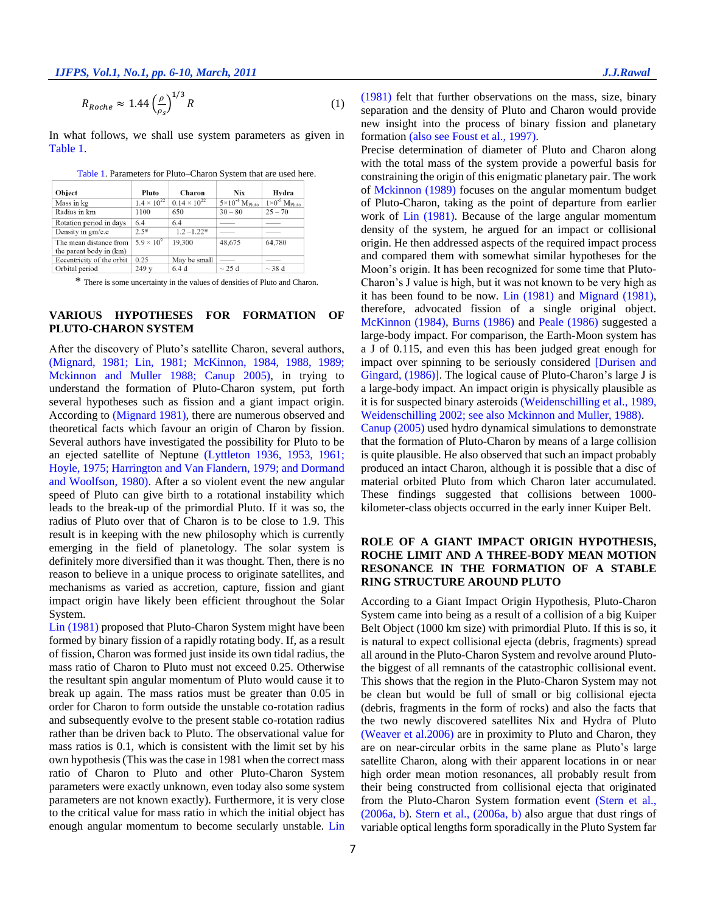$$R_{Roche} \approx 1.44 \left(\frac{\rho}{\rho_s}\right)^{1/3} R \quad (1)$$

In what follows, we shall use system parameters as given in Table 1.

Table 1. Parameters for Pluto–Charon System that are used here.

| Object | Pluto | Charon | Nix | Hydra |
|---|---|---|---|---|
| Mass in kg | $1.4 \times 10^{22}$ | $0.14 \times 10^{22}$ | $5\times10^{-4}$ $M_{Pluto}$ | $1\times0^{-5}$ $M_{Pluto}$ |
| Radius in km | 1100 | 650 | 30 – 80 | 25 – 70 |
| Rotation period in days | 6.4 | 6.4 | —— | —— |
| Density in gm/c.c | 2.5* | 1.2 –1.22* | —— | —— |
| The mean distance from the parent body in (km) | $5.9 \times 10^{9}$ | 19,300 | 48,675 | 64,780 |
| Eccentricity of the orbit | 0.25 | May be small | —— | —— |
| Orbital period | 249 y | 6.4 d | ~ 25 d | ~ 38 d |

\* There is some uncertainty in the values of densities of Pluto and Charon.

## VARIOUS HYPOTHESES FOR FORMATION OF PLUTO-CHARON SYSTEM

After the discovery of Pluto's satellite Charon, several authors, (Mignard, 1981; Lin, 1981; McKinnon, 1984, 1988, 1989; Mckinnon and Muller 1988; Canup 2005), in trying to understand the formation of Pluto-Charon system, put forth several hypotheses such as fission and a giant impact origin. According to (Mignard 1981), there are numerous observed and theoretical facts which favour an origin of Charon by fission. Several authors have investigated the possibility for Pluto to be an ejected satellite of Neptune (Lyttleton 1936, 1953, 1961; Hoyle, 1975; Harrington and Van Flandern, 1979; and Dormand and Woolfson, 1980). After a so violent event the new angular speed of Pluto can give birth to a rotational instability which leads to the break-up of the primordial Pluto. If it was so, the radius of Pluto over that of Charon is to be close to 1.9. This result is in keeping with the new philosophy which is currently emerging in the field of planetology. The solar system is definitely more diversified than it was thought. Then, there is no reason to believe in a unique process to originate satellites, and mechanisms as varied as accretion, capture, fission and giant impact origin have likely been efficient throughout the Solar System.

Lin (1981) proposed that Pluto-Charon System might have been formed by binary fission of a rapidly rotating body. If, as a result of fission, Charon was formed just inside its own tidal radius, the mass ratio of Charon to Pluto must not exceed 0.25. Otherwise the resultant spin angular momentum of Pluto would cause it to break up again. The mass ratios must be greater than 0.05 in order for Charon to form outside the unstable co-rotation radius and subsequently evolve to the present stable co-rotation radius rather than be driven back to Pluto. The observational value for mass ratios is 0.1, which is consistent with the limit set by his own hypothesis (This was the case in 1981 when the correct mass ratio of Charon to Pluto and other Pluto-Charon System parameters were exactly unknown, even today also some system parameters are not known exactly). Furthermore, it is very close to the critical value for mass ratio in which the initial object has enough angular momentum to become secularly unstable. Lin (1981) felt that further observations on the mass, size, binary separation and the density of Pluto and Charon would provide new insight into the process of binary fission and planetary formation (also see Foust et al., 1997).

Precise determination of diameter of Pluto and Charon along with the total mass of the system provide a powerful basis for constraining the origin of this enigmatic planetary pair. The work of Mckinnon (1989) focuses on the angular momentum budget of Pluto-Charon, taking as the point of departure from earlier work of Lin (1981). Because of the large angular momentum density of the system, he argued for an impact or collisional origin. He then addressed aspects of the required impact process and compared them with somewhat similar hypotheses for the Moon's origin. It has been recognized for some time that Pluto-Charon's J value is high, but it was not known to be very high as it has been found to be now. Lin (1981) and Mignard (1981), therefore, advocated fission of a single original object. McKinnon (1984), Burns (1986) and Peale (1986) suggested a large-body impact. For comparison, the Earth-Moon system has a J of 0.115, and even this has been judged great enough for impact over spinning to be seriously considered [Durisen and Gingard, (1986)]. The logical cause of Pluto-Charon's large J is a large-body impact. An impact origin is physically plausible as it is for suspected binary asteroids (Weidenschilling et al., 1989, Weidenschilling 2002; see also Mckinnon and Muller, 1988).

Canup (2005) used hydro dynamical simulations to demonstrate that the formation of Pluto-Charon by means of a large collision is quite plausible. He also observed that such an impact probably produced an intact Charon, although it is possible that a disc of material orbited Pluto from which Charon later accumulated. These findings suggested that collisions between 1000-kilometer-class objects occurred in the early inner Kuiper Belt.

## ROLE OF A GIANT IMPACT ORIGIN HYPOTHESIS, ROCHE LIMIT AND A THREE-BODY MEAN MOTION RESONANCE IN THE FORMATION OF A STABLE RING STRUCTURE AROUND PLUTO

According to a Giant Impact Origin Hypothesis, Pluto-Charon System came into being as a result of a collision of a big Kuiper Belt Object (1000 km size) with primordial Pluto. If this is so, it is natural to expect collisional ejecta (debris, fragments) spread all around in the Pluto-Charon System and revolve around Pluto-the biggest of all remnants of the catastrophic collisional event. This shows that the region in the Pluto-Charon System may not be clean but would be full of small or big collisional ejecta (debris, fragments in the form of rocks) and also the facts that the two newly discovered satellites Nix and Hydra of Pluto (Weaver et al.2006) are in proximity to Pluto and Charon, they are on near-circular orbits in the same plane as Pluto's large satellite Charon, along with their apparent locations in or near high order mean motion resonances, all probably result from their being constructed from collisional ejecta that originated from the Pluto-Charon System formation event (Stern et al., (2006a, b). Stern et al., (2006a, b) also argue that dust rings of variable optical lengths form sporadically in the Pluto System far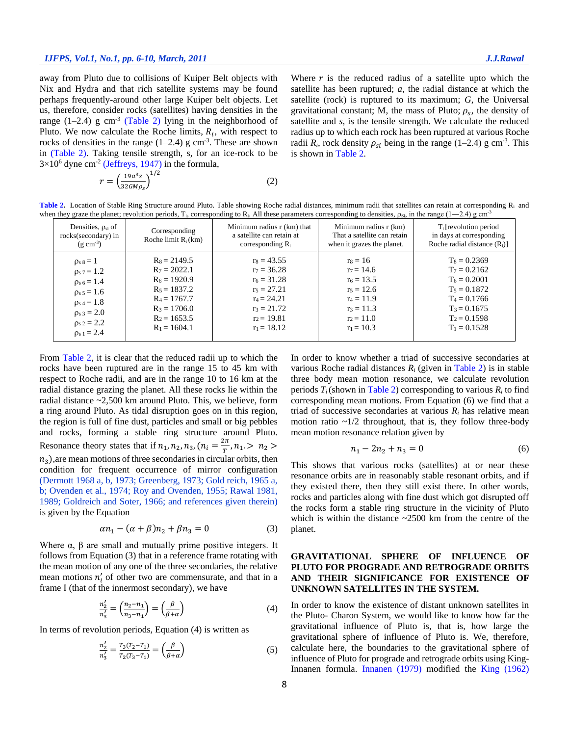away from Pluto due to collisions of Kuiper Belt objects with Nix and Hydra and that rich satellite systems may be found perhaps frequently-around other large Kuiper belt objects. Let us, therefore, consider rocks (satellites) having densities in the range (1–2.4) g cm$^{-3}$ (Table 2) lying in the neighborhood of Pluto. We now calculate the Roche limits, $R_i$, with respect to rocks of densities in the range (1–2.4) g cm$^{-3}$. These are shown in (Table 2). Taking tensile strength, s, for an ice-rock to be 3×10$^{6}$ dyne cm$^{-2}$ (Jeffreys, 1947) in the formula,

$$r = \left(\frac{19a^3 s}{32GM\rho_s}\right)^{1/2} \tag{2}$$

Where $r$ is the reduced radius of a satellite upto which the satellite has been ruptured; $a$, the radial distance at which the satellite (rock) is ruptured to its maximum; $G$, the Universal gravitational constant; M, the mass of Pluto; $\rho_s$, the density of satellite and $s$, is the tensile strength. We calculate the reduced radius up to which each rock has been ruptured at various Roche radii $R_i$, rock density $\rho_{si}$ being in the range (1–2.4) g cm$^{-3}$. This is shown in Table 2.

**Table 2.** Location of Stable Ring Structure around Pluto. Table showing Roche radial distances, minimum radii that satellites can retain at corresponding $R_i$ and when they graze the planet; revolution periods, $T_i$, corresponding to $R_i$. All these parameters corresponding to densities, $\rho_{si}$, in the range (1—2.4) g cm$^{-3}$

| Densities, $\rho_{si}$ of rocks(secondary) in (g cm$^{-3}$) | Corresponding Roche limit $R_i$ (km) | Minimum radius r (km) that a satellite can retain at corresponding $R_i$ | Minimum radius r (km) That a satellite can retain when it grazes the planet. | $T_i$ [revolution period in days at corresponding Roche radial distance ($R_i$)] |
|---|---|---|---|---|
| $\rho_{s\,8} = 1$ | $R_8 = 2149.5$ | $r_8 = 43.55$ | $r_8 = 16$ | $T_8 = 0.2369$ |
| $\rho_{s\,7} = 1.2$ | $R_7 = 2022.1$ | $r_7 = 36.28$ | $r_7 = 14.6$ | $T_7 = 0.2162$ |
| $\rho_{s\,6} = 1.4$ | $R_6 = 1920.9$ | $r_6 = 31.28$ | $r_6 = 13.5$ | $T_6 = 0.2001$ |
| $\rho_{s\,5} = 1.6$ | $R_5 = 1837.2$ | $r_5 = 27.21$ | $r_5 = 12.6$ | $T_5 = 0.1872$ |
| $\rho_{s\,4} = 1.8$ | $R_4 = 1767.7$ | $r_4 = 24.21$ | $r_4 = 11.9$ | $T_4 = 0.1766$ |
| $\rho_{s\,3} = 2.0$ | $R_3 = 1706.0$ | $r_3 = 21.72$ | $r_3 = 11.3$ | $T_3 = 0.1675$ |
| $\rho_{s\,2} = 2.2$ | $R_2 = 1653.5$ | $r_2 = 19.81$ | $r_2 = 11.0$ | $T_2 = 0.1598$ |
| $\rho_{s\,1} = 2.4$ | $R_1 = 1604.1$ | $r_1 = 18.12$ | $r_1 = 10.3$ | $T_1 = 0.1528$ |

From Table 2, it is clear that the reduced radii up to which the rocks have been ruptured are in the range 15 to 45 km with respect to Roche radii, and are in the range 10 to 16 km at the radial distance grazing the planet. All these rocks lie within the radial distance ~2,500 km around Pluto. This, we believe, form a ring around Pluto. As tidal disruption goes on in this region, the region is full of fine dust, particles and small or big pebbles and rocks, forming a stable ring structure around Pluto. Resonance theory states that if $n_1, n_2, n_3, (n_i = \frac{2\pi}{T}, n_1. > n_2 > n_3)$,are mean motions of three secondaries in circular orbits, then condition for frequent occurrence of mirror configuration (Dermott 1968 a, b, 1973; Greenberg, 1973; Gold reich, 1965 a, b; Ovenden et al., 1974; Roy and Ovenden, 1955; Rawal 1981, 1989; Goldreich and Soter, 1966; and references given therein) is given by the Equation

$$\alpha n_1 - (\alpha + \beta)n_2 + \beta n_3 = 0 \tag{3}$$

Where α, β are small and mutually prime positive integers. It follows from Equation (3) that in a reference frame rotating with the mean motion of any one of the three secondaries, the relative mean motions $n_i'$ of other two are commensurate, and that in a frame I (that of the innermost secondary), we have

$$\frac{n_2'}{n_3'} = \left(\frac{n_2 - n_1}{n_3 - n_1}\right) = \left(\frac{\beta}{\beta + \alpha}\right) \tag{4}$$

In terms of revolution periods, Equation (4) is written as

$$\frac{n_2'}{n_3'} = \frac{T_3(T_2 - T_1)}{T_2(T_3 - T_1)} = \left(\frac{\beta}{\beta + \alpha}\right) \tag{5}$$

In order to know whether a triad of successive secondaries at various Roche radial distances $R_i$ (given in Table 2) is in stable three body mean motion resonance, we calculate revolution periods $T_i$ (shown in Table 2) corresponding to various $R_i$ to find corresponding mean motions. From Equation (6) we find that a triad of successive secondaries at various $R_i$ has relative mean motion ratio ~1/2 throughout, that is, they follow three-body mean motion resonance relation given by

$$n_1 - 2n_2 + n_3 = 0 \tag{6}$$

This shows that various rocks (satellites) at or near these resonance orbits are in reasonably stable resonant orbits, and if they existed there, then they still exist there. In other words, rocks and particles along with fine dust which got disrupted off the rocks form a stable ring structure in the vicinity of Pluto which is within the distance ~2500 km from the centre of the planet.

## GRAVITATIONAL SPHERE OF INFLUENCE OF PLUTO FOR PROGRADE AND RETROGRADE ORBITS AND THEIR SIGNIFICANCE FOR EXISTENCE OF UNKNOWN SATELLITES IN THE SYSTEM.

In order to know the existence of distant unknown satellites in the Pluto- Charon System, we would like to know how far the gravitational influence of Pluto is, that is, how large the gravitational sphere of influence of Pluto is. We, therefore, calculate here, the boundaries to the gravitational sphere of influence of Pluto for prograde and retrograde orbits using King-Innanen formula. Innanen (1979) modified the King (1962)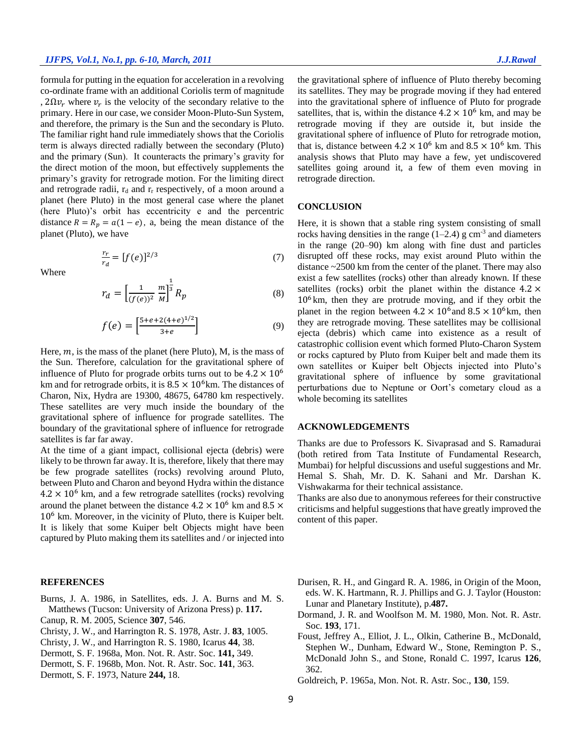formula for putting in the equation for acceleration in a revolving co-ordinate frame with an additional Coriolis term of magnitude , $2\Omega v_r$ where $v_r$ is the velocity of the secondary relative to the primary. Here in our case, we consider Moon-Pluto-Sun System, and therefore, the primary is the Sun and the secondary is Pluto. The familiar right hand rule immediately shows that the Coriolis term is always directed radially between the secondary (Pluto) and the primary (Sun). It counteracts the primary's gravity for the direct motion of the moon, but effectively supplements the primary's gravity for retrograde motion. For the limiting direct and retrograde radii, $r_d$ and $r_r$ respectively, of a moon around a planet (here Pluto) in the most general case where the planet (here Pluto)'s orbit has eccentricity e and the percentric distance $R = R_p = a(1-e)$, a, being the mean distance of the planet (Pluto), we have

$$\frac{r_r}{r_d} = [f(e)]^{2/3} \tag{7}$$

Where

$$r_d = \left[\frac{1}{(f(e))^2}\frac{m}{M}\right]^{\frac{1}{3}} R_p \tag{8}$$

$$f(e) = \left[\frac{5+e+2(4+e)^{1/2}}{3+e}\right] \tag{9}$$

Here, $m$, is the mass of the planet (here Pluto), M, is the mass of the Sun. Therefore, calculation for the gravitational sphere of influence of Pluto for prograde orbits turns out to be $4.2 \times 10^6$ km and for retrograde orbits, it is $8.5 \times 10^6$km. The distances of Charon, Nix, Hydra are 19300, 48675, 64780 km respectively. These satellites are very much inside the boundary of the gravitational sphere of influence for prograde satellites. The boundary of the gravitational sphere of influence for retrograde satellites is far far away.

At the time of a giant impact, collisional ejecta (debris) were likely to be thrown far away. It is, therefore, likely that there may be few prograde satellites (rocks) revolving around Pluto, between Pluto and Charon and beyond Hydra within the distance $4.2 \times 10^6$ km, and a few retrograde satellites (rocks) revolving around the planet between the distance $4.2 \times 10^6$ km and $8.5 \times 10^6$ km. Moreover, in the vicinity of Pluto, there is Kuiper belt. It is likely that some Kuiper belt Objects might have been captured by Pluto making them its satellites and / or injected into the gravitational sphere of influence of Pluto thereby becoming its satellites. They may be prograde moving if they had entered into the gravitational sphere of influence of Pluto for prograde satellites, that is, within the distance $4.2 \times 10^6$ km, and may be retrograde moving if they are outside it, but inside the gravitational sphere of influence of Pluto for retrograde motion, that is, distance between $4.2 \times 10^6$ km and $8.5 \times 10^6$ km. This analysis shows that Pluto may have a few, yet undiscovered satellites going around it, a few of them even moving in retrograde direction.

## CONCLUSION

Here, it is shown that a stable ring system consisting of small rocks having densities in the range (1–2.4) g cm$^{-3}$ and diameters in the range (20–90) km along with fine dust and particles disrupted off these rocks, may exist around Pluto within the distance ~2500 km from the center of the planet. There may also exist a few satellites (rocks) other than already known. If these satellites (rocks) orbit the planet within the distance $4.2 \times 10^6$ km, then they are protrude moving, and if they orbit the planet in the region between $4.2 \times 10^6$ and $8.5 \times 10^6$km, then they are retrograde moving. These satellites may be collisional ejecta (debris) which came into existence as a result of catastrophic collision event which formed Pluto-Charon System or rocks captured by Pluto from Kuiper belt and made them its own satellites or Kuiper belt Objects injected into Pluto's gravitational sphere of influence by some gravitational perturbations due to Neptune or Oort's cometary cloud as a whole becoming its satellites

## ACKNOWLEDGEMENTS

Thanks are due to Professors K. Sivaprasad and S. Ramadurai (both retired from Tata Institute of Fundamental Research, Mumbai) for helpful discussions and useful suggestions and Mr. Hemal S. Shah, Mr. D. K. Sahani and Mr. Darshan K. Vishwakarma for their technical assistance.

Thanks are also due to anonymous referees for their constructive criticisms and helpful suggestions that have greatly improved the content of this paper.

## REFERENCES

Burns, J. A. 1986, in Satellites, eds. J. A. Burns and M. S. Matthews (Tucson: University of Arizona Press) p. **117.**

Canup, R. M. 2005, Science **307**, 546.

Christy, J. W., and Harrington R. S. 1978, Astr. J. **83**, 1005.

Christy, J. W., and Harrington R. S. 1980, Icarus **44**, 38.

Dermott, S. F. 1968a, Mon. Not. R. Astr. Soc. **141,** 349.

Dermott, S. F. 1968b, Mon. Not. R. Astr. Soc. **141**, 363.

Dermott, S. F. 1973, Nature **244,** 18.

Durisen, R. H., and Gingard R. A. 1986, in Origin of the Moon, eds. W. K. Hartmann, R. J. Phillips and G. J. Taylor (Houston: Lunar and Planetary Institute), p.**487.**

Dormand, J. R. and Woolfson M. M. 1980, Mon. Not. R. Astr. Soc. **193**, 171.

Foust, Jeffrey A., Elliot, J. L., Olkin, Catherine B., McDonald, Stephen W., Dunham, Edward W., Stone, Remington P. S., McDonald John S., and Stone, Ronald C. 1997, Icarus **126**, 362.

Goldreich, P. 1965a, Mon. Not. R. Astr. Soc., **130**, 159.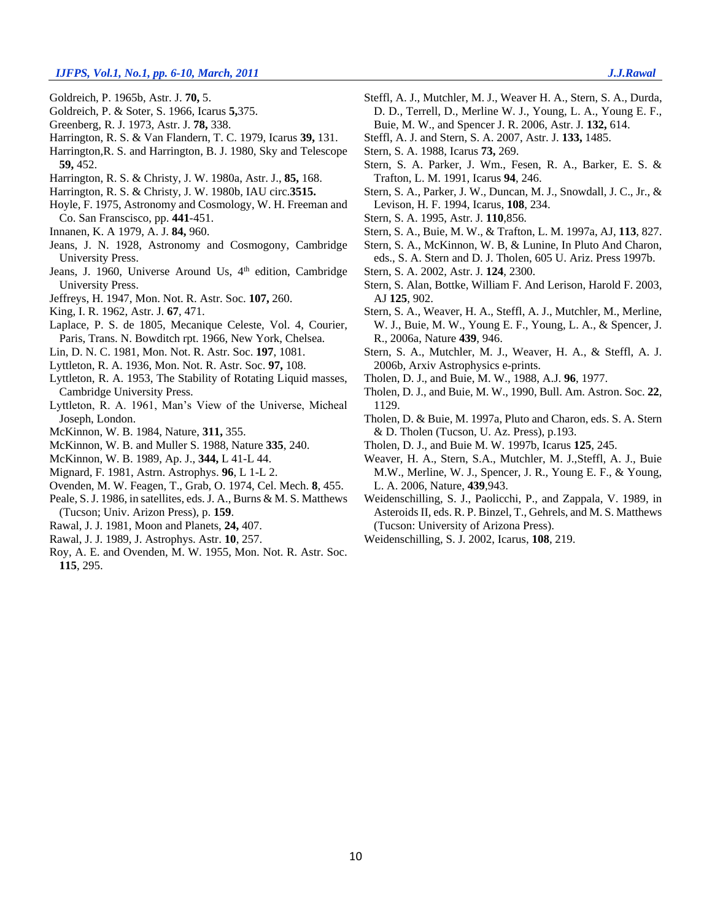Goldreich, P. 1965b, Astr. J. **70,** 5.

Goldreich, P. & Soter, S. 1966, Icarus **5,**375.

Greenberg, R. J. 1973, Astr. J. **78,** 338.

Harrington, R. S. & Van Flandern, T. C. 1979, Icarus **39,** 131.

Harrington,R. S. and Harrington, B. J. 1980, Sky and Telescope **59,** 452.

Harrington, R. S. & Christy, J. W. 1980a, Astr. J., **85,** 168.

Harrington, R. S. & Christy, J. W. 1980b, IAU circ.**3515.**

Hoyle, F. 1975, Astronomy and Cosmology, W. H. Freeman and Co. San Franscisco, pp. **441**-451.

Innanen, K. A 1979, A. J. **84,** 960.

Jeans, J. N. 1928, Astronomy and Cosmogony, Cambridge University Press.

Jeans, J. 1960, Universe Around Us, 4th edition, Cambridge University Press.

Jeffreys, H. 1947, Mon. Not. R. Astr. Soc. **107,** 260.

King, I. R. 1962, Astr. J. **67**, 471.

Laplace, P. S. de 1805, Mecanique Celeste, Vol. 4, Courier, Paris, Trans. N. Bowditch rpt. 1966, New York, Chelsea.

Lin, D. N. C. 1981, Mon. Not. R. Astr. Soc. **197**, 1081.

Lyttleton, R. A. 1936, Mon. Not. R. Astr. Soc. **97,** 108.

Lyttleton, R. A. 1953, The Stability of Rotating Liquid masses, Cambridge University Press.

Lyttleton, R. A. 1961, Man's View of the Universe, Micheal Joseph, London.

McKinnon, W. B. 1984, Nature, **311,** 355.

McKinnon, W. B. and Muller S. 1988, Nature **335**, 240.

McKinnon, W. B. 1989, Ap. J., **344,** L 41-L 44.

Mignard, F. 1981, Astrn. Astrophys. **96**, L 1-L 2.

Ovenden, M. W. Feagen, T., Grab, O. 1974, Cel. Mech. **8**, 455.

Peale, S. J. 1986, in satellites, eds. J. A., Burns & M. S. Matthews (Tucson; Univ. Arizon Press), p. **159**.

Rawal, J. J. 1981, Moon and Planets, **24,** 407.

Rawal, J. J. 1989, J. Astrophys. Astr. **10**, 257.

Roy, A. E. and Ovenden, M. W. 1955, Mon. Not. R. Astr. Soc. **115**, 295.

Steffl, A. J., Mutchler, M. J., Weaver H. A., Stern, S. A., Durda, D. D., Terrell, D., Merline W. J., Young, L. A., Young E. F., Buie, M. W., and Spencer J. R. 2006, Astr. J. **132,** 614.

Steffl, A. J. and Stern, S. A. 2007, Astr. J. **133,** 1485.

Stern, S. A. 1988, Icarus **73,** 269.

Stern, S. A. Parker, J. Wm., Fesen, R. A., Barker, E. S. & Trafton, L. M. 1991, Icarus **94**, 246.

Stern, S. A., Parker, J. W., Duncan, M. J., Snowdall, J. C., Jr., & Levison, H. F. 1994, Icarus, **108**, 234.

Stern, S. A. 1995, Astr. J. **110**,856.

Stern, S. A., Buie, M. W., & Trafton, L. M. 1997a, AJ, **113**, 827.

Stern, S. A., McKinnon, W. B, & Lunine, In Pluto And Charon, eds., S. A. Stern and D. J. Tholen, 605 U. Ariz. Press 1997b.

Stern, S. A. 2002, Astr. J. **124**, 2300.

Stern, S. Alan, Bottke, William F. And Lerison, Harold F. 2003, AJ **125**, 902.

Stern, S. A., Weaver, H. A., Steffl, A. J., Mutchler, M., Merline, W. J., Buie, M. W., Young E. F., Young, L. A., & Spencer, J. R., 2006a, Nature **439**, 946.

Stern, S. A., Mutchler, M. J., Weaver, H. A., & Steffl, A. J. 2006b, Arxiv Astrophysics e-prints.

Tholen, D. J., and Buie, M. W., 1988, A.J. **96**, 1977.

Tholen, D. J., and Buie, M. W., 1990, Bull. Am. Astron. Soc. **22**, 1129.

Tholen, D. & Buie, M. 1997a, Pluto and Charon, eds. S. A. Stern & D. Tholen (Tucson, U. Az. Press), p.193.

Tholen, D. J., and Buie M. W. 1997b, Icarus **125**, 245.

Weaver, H. A., Stern, S.A., Mutchler, M. J.,Steffl, A. J., Buie M.W., Merline, W. J., Spencer, J. R., Young E. F., & Young, L. A. 2006, Nature, **439**,943.

Weidenschilling, S. J., Paolicchi, P., and Zappala, V. 1989, in Asteroids II, eds. R. P. Binzel, T., Gehrels, and M. S. Matthews (Tucson: University of Arizona Press).

Weidenschilling, S. J. 2002, Icarus, **108**, 219.